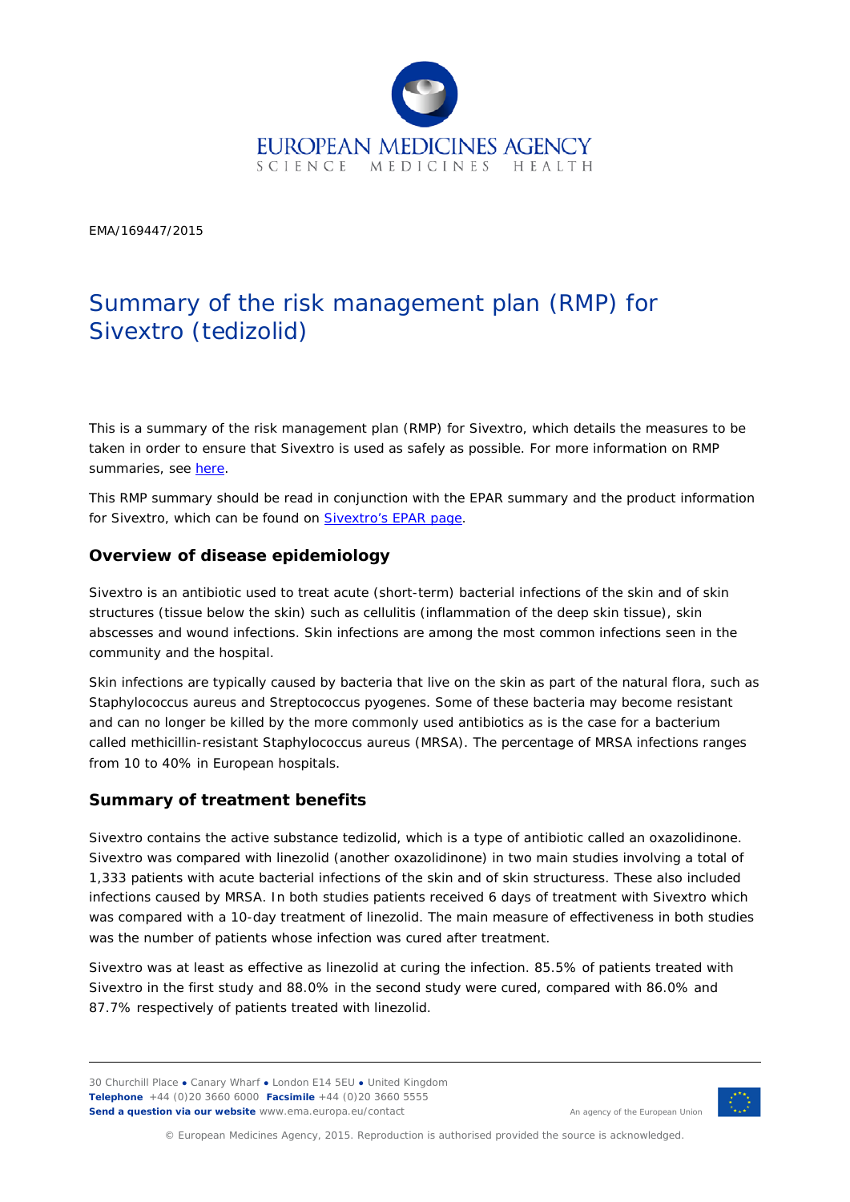EMA/169447/2015

# Summary of the risk management plan (RMP) for Sivextro (tedizolid)

This is a summary of the risk management plan (RMP) for Sivextro, which details the measures to be taken in order to ensure that Sivextro is used as safely as possible. For more information on RMP summaries, see here.

This RMP summary should be read in conjunction with the EPAR summary and the product information for Sivextro, which can be found on Sivextro's EPAR page.

## Overview of disease epidemiology

Sivextro is an antibiotic used to treat acute (short-term) bacterial infections of the skin and of skin structures (tissue below the skin) such as cellulitis (inflammation of the deep skin tissue), skin abscesses and wound infections. Skin infections are among the most common infections seen in the community and the hospital.

Skin infections are typically caused by bacteria that live on the skin as part of the natural flora, such as Staphylococcus aureus and Streptococcus pyogenes. Some of these bacteria may become resistant and can no longer be killed by the more commonly used antibiotics as is the case for a bacterium called methicillin-resistant Staphylococcus aureus (MRSA). The percentage of MRSA infections ranges from 10 to 40% in European hospitals.

## Summary of treatment benefits

Sivextro contains the active substance tedizolid, which is a type of antibiotic called an oxazolidinone. Sivextro was compared with linezolid (another oxazolidinone) in two main studies involving a total of 1,333 patients with acute bacterial infections of the skin and of skin structuress. These also included infections caused by MRSA. In both studies patients received 6 days of treatment with Sivextro which was compared with a 10-day treatment of linezolid. The main measure of effectiveness in both studies was the number of patients whose infection was cured after treatment.

Sivextro was at least as effective as linezolid at curing the infection. 85.5% of patients treated with Sivextro in the first study and 88.0% in the second study were cured, compared with 86.0% and 87.7% respectively of patients treated with linezolid.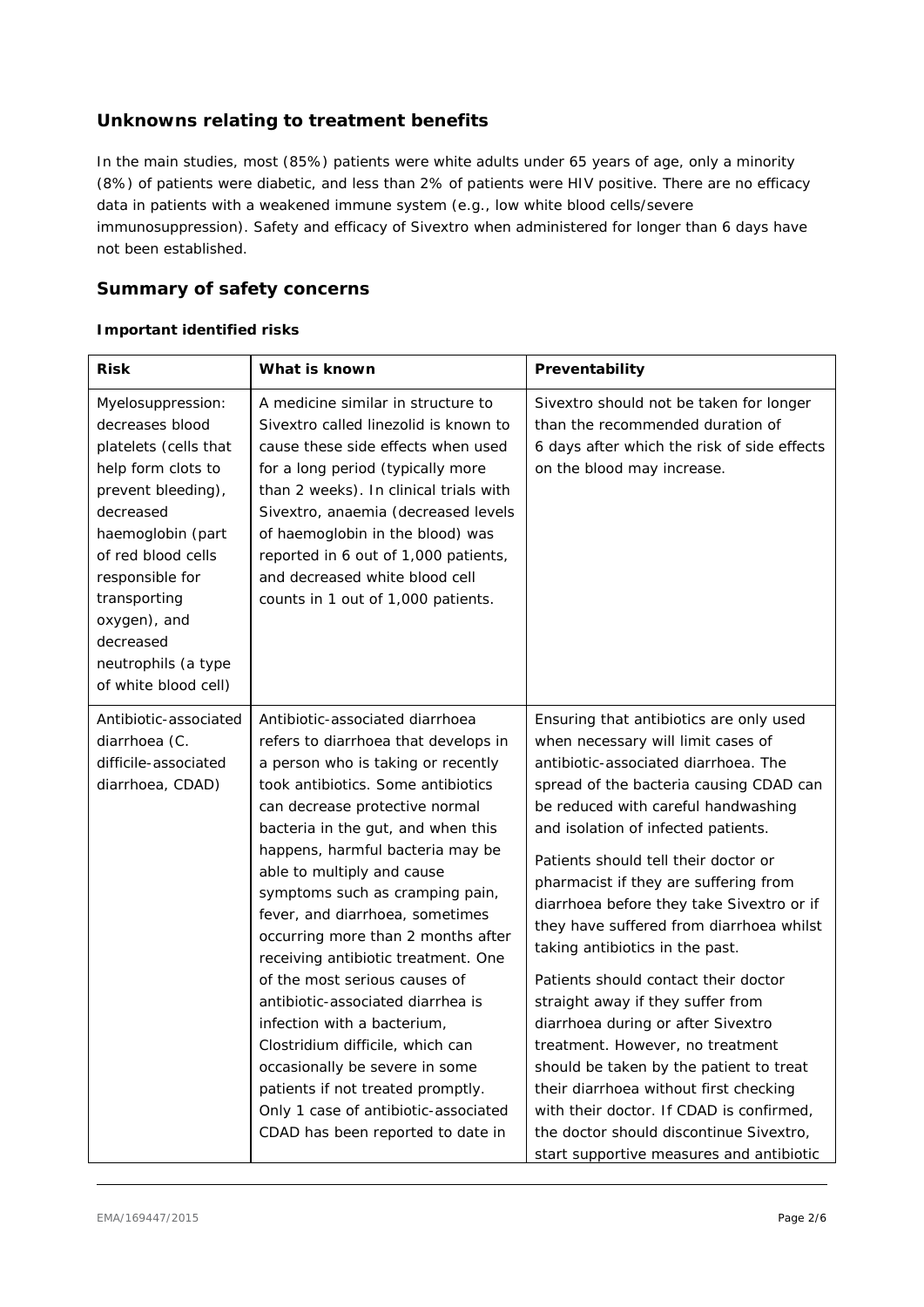## Unknowns relating to treatment benefits

In the main studies, most (85%) patients were white adults under 65 years of age, only a minority (8%) of patients were diabetic, and less than 2% of patients were HIV positive. There are no efficacy data in patients with a weakened immune system (e.g., low white blood cells/severe immunosuppression). Safety and efficacy of Sivextro when administered for longer than 6 days have not been established.

## Summary of safety concerns

### Important identified risks

| Risk | What is known | Preventability |
| --- | --- | --- |
| Myelosuppression: decreases blood platelets (cells that help form clots to prevent bleeding), decreased haemoglobin (part of red blood cells responsible for transporting oxygen), and decreased neutrophils (a type of white blood cell) | A medicine similar in structure to Sivextro called linezolid is known to cause these side effects when used for a long period (typically more than 2 weeks). In clinical trials with Sivextro, anaemia (decreased levels of haemoglobin in the blood) was reported in 6 out of 1,000 patients, and decreased white blood cell counts in 1 out of 1,000 patients. | Sivextro should not be taken for longer than the recommended duration of 6 days after which the risk of side effects on the blood may increase. |
| Antibiotic-associated diarrhoea (C. difficile-associated diarrhoea, CDAD) | Antibiotic-associated diarrhoea refers to diarrhoea that develops in a person who is taking or recently took antibiotics. Some antibiotics can decrease protective normal bacteria in the gut, and when this happens, harmful bacteria may be able to multiply and cause symptoms such as cramping pain, fever, and diarrhoea, sometimes occurring more than 2 months after receiving antibiotic treatment. One of the most serious causes of antibiotic-associated diarrhea is infection with a bacterium, Clostridium difficile, which can occasionally be severe in some patients if not treated promptly. Only 1 case of antibiotic-associated CDAD has been reported to date in | Ensuring that antibiotics are only used when necessary will limit cases of antibiotic-associated diarrhoea. The spread of the bacteria causing CDAD can be reduced with careful handwashing and isolation of infected patients.<br><br>Patients should tell their doctor or pharmacist if they are suffering from diarrhoea before they take Sivextro or if they have suffered from diarrhoea whilst taking antibiotics in the past.<br><br>Patients should contact their doctor straight away if they suffer from diarrhoea during or after Sivextro treatment. However, no treatment should be taken by the patient to treat their diarrhoea without first checking with their doctor. If CDAD is confirmed, the doctor should discontinue Sivextro, start supportive measures and antibiotic |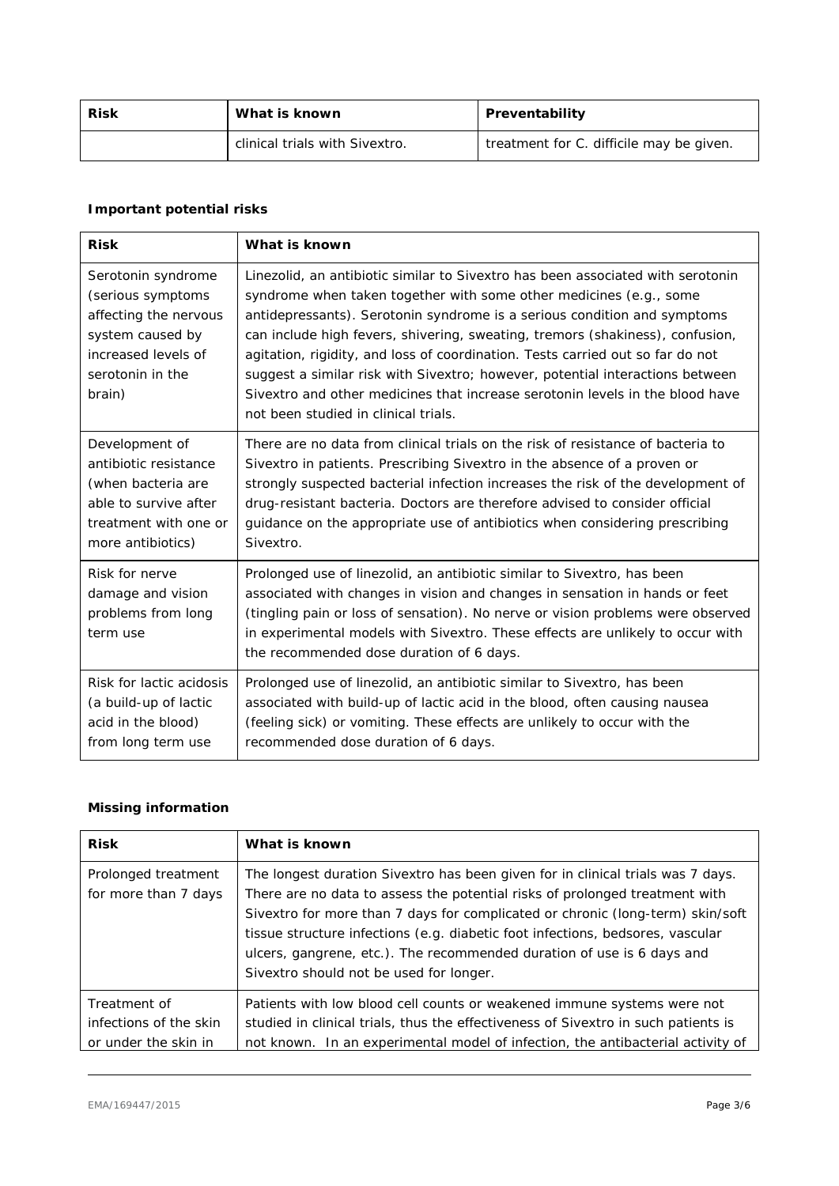| Risk | What is known | Preventability |
|---|---|---|
| | clinical trials with Sivextro. | treatment for C. difficile may be given. |

**Important potential risks**

| Risk | What is known |
|---|---|
| Serotonin syndrome (serious symptoms affecting the nervous system caused by increased levels of serotonin in the brain) | Linezolid, an antibiotic similar to Sivextro has been associated with serotonin syndrome when taken together with some other medicines (e.g., some antidepressants). Serotonin syndrome is a serious condition and symptoms can include high fevers, shivering, sweating, tremors (shakiness), confusion, agitation, rigidity, and loss of coordination. Tests carried out so far do not suggest a similar risk with Sivextro; however, potential interactions between Sivextro and other medicines that increase serotonin levels in the blood have not been studied in clinical trials. |
| Development of antibiotic resistance (when bacteria are able to survive after treatment with one or more antibiotics) | There are no data from clinical trials on the risk of resistance of bacteria to Sivextro in patients. Prescribing Sivextro in the absence of a proven or strongly suspected bacterial infection increases the risk of the development of drug-resistant bacteria. Doctors are therefore advised to consider official guidance on the appropriate use of antibiotics when considering prescribing Sivextro. |
| Risk for nerve damage and vision problems from long term use | Prolonged use of linezolid, an antibiotic similar to Sivextro, has been associated with changes in vision and changes in sensation in hands or feet (tingling pain or loss of sensation). No nerve or vision problems were observed in experimental models with Sivextro. These effects are unlikely to occur with the recommended dose duration of 6 days. |
| Risk for lactic acidosis (a build-up of lactic acid in the blood) from long term use | Prolonged use of linezolid, an antibiotic similar to Sivextro, has been associated with build-up of lactic acid in the blood, often causing nausea (feeling sick) or vomiting. These effects are unlikely to occur with the recommended dose duration of 6 days. |

**Missing information**

| Risk | What is known |
|---|---|
| Prolonged treatment for more than 7 days | The longest duration Sivextro has been given for in clinical trials was 7 days. There are no data to assess the potential risks of prolonged treatment with Sivextro for more than 7 days for complicated or chronic (long-term) skin/soft tissue structure infections (e.g. diabetic foot infections, bedsores, vascular ulcers, gangrene, etc.). The recommended duration of use is 6 days and Sivextro should not be used for longer. |
| Treatment of infections of the skin or under the skin in | Patients with low blood cell counts or weakened immune systems were not studied in clinical trials, thus the effectiveness of Sivextro in such patients is not known. In an experimental model of infection, the antibacterial activity of |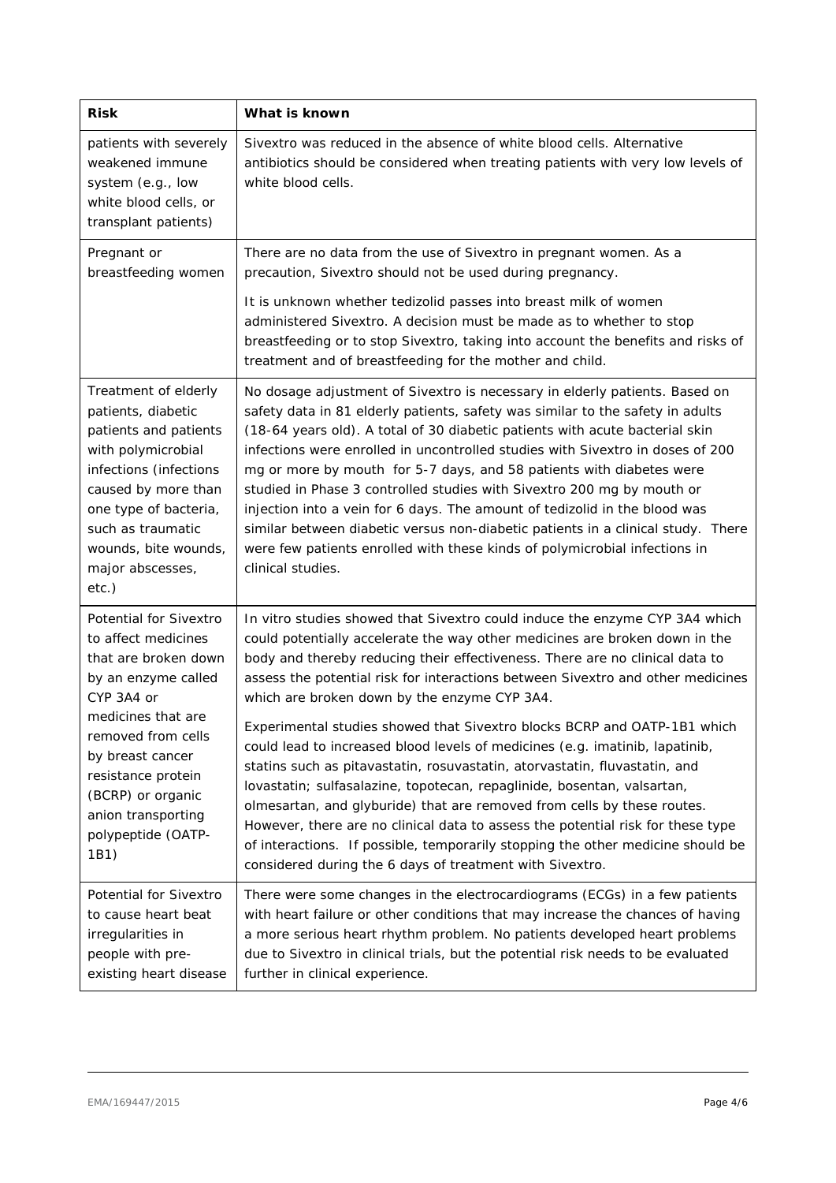| Risk | What is known |
| --- | --- |
| patients with severely weakened immune system (e.g., low white blood cells, or transplant patients) | Sivextro was reduced in the absence of white blood cells. Alternative antibiotics should be considered when treating patients with very low levels of white blood cells. |
| Pregnant or breastfeeding women | There are no data from the use of Sivextro in pregnant women. As a precaution, Sivextro should not be used during pregnancy.<br><br>It is unknown whether tedizolid passes into breast milk of women administered Sivextro. A decision must be made as to whether to stop breastfeeding or to stop Sivextro, taking into account the benefits and risks of treatment and of breastfeeding for the mother and child. |
| Treatment of elderly patients, diabetic patients and patients with polymicrobial infections (infections caused by more than one type of bacteria, such as traumatic wounds, bite wounds, major abscesses, etc.) | No dosage adjustment of Sivextro is necessary in elderly patients. Based on safety data in 81 elderly patients, safety was similar to the safety in adults (18-64 years old). A total of 30 diabetic patients with acute bacterial skin infections were enrolled in uncontrolled studies with Sivextro in doses of 200 mg or more by mouth for 5-7 days, and 58 patients with diabetes were studied in Phase 3 controlled studies with Sivextro 200 mg by mouth or injection into a vein for 6 days. The amount of tedizolid in the blood was similar between diabetic versus non-diabetic patients in a clinical study. There were few patients enrolled with these kinds of polymicrobial infections in clinical studies. |
| Potential for Sivextro to affect medicines that are broken down by an enzyme called CYP 3A4 or medicines that are removed from cells by breast cancer resistance protein (BCRP) or organic anion transporting polypeptide (OATP-1B1) | In vitro studies showed that Sivextro could induce the enzyme CYP 3A4 which could potentially accelerate the way other medicines are broken down in the body and thereby reducing their effectiveness. There are no clinical data to assess the potential risk for interactions between Sivextro and other medicines which are broken down by the enzyme CYP 3A4.<br><br>Experimental studies showed that Sivextro blocks BCRP and OATP-1B1 which could lead to increased blood levels of medicines (e.g. imatinib, lapatinib, statins such as pitavastatin, rosuvastatin, atorvastatin, fluvastatin, and lovastatin; sulfasalazine, topotecan, repaglinide, bosentan, valsartan, olmesartan, and glyburide) that are removed from cells by these routes. However, there are no clinical data to assess the potential risk for these type of interactions. If possible, temporarily stopping the other medicine should be considered during the 6 days of treatment with Sivextro. |
| Potential for Sivextro to cause heart beat irregularities in people with pre-existing heart disease | There were some changes in the electrocardiograms (ECGs) in a few patients with heart failure or other conditions that may increase the chances of having a more serious heart rhythm problem. No patients developed heart problems due to Sivextro in clinical trials, but the potential risk needs to be evaluated further in clinical experience. |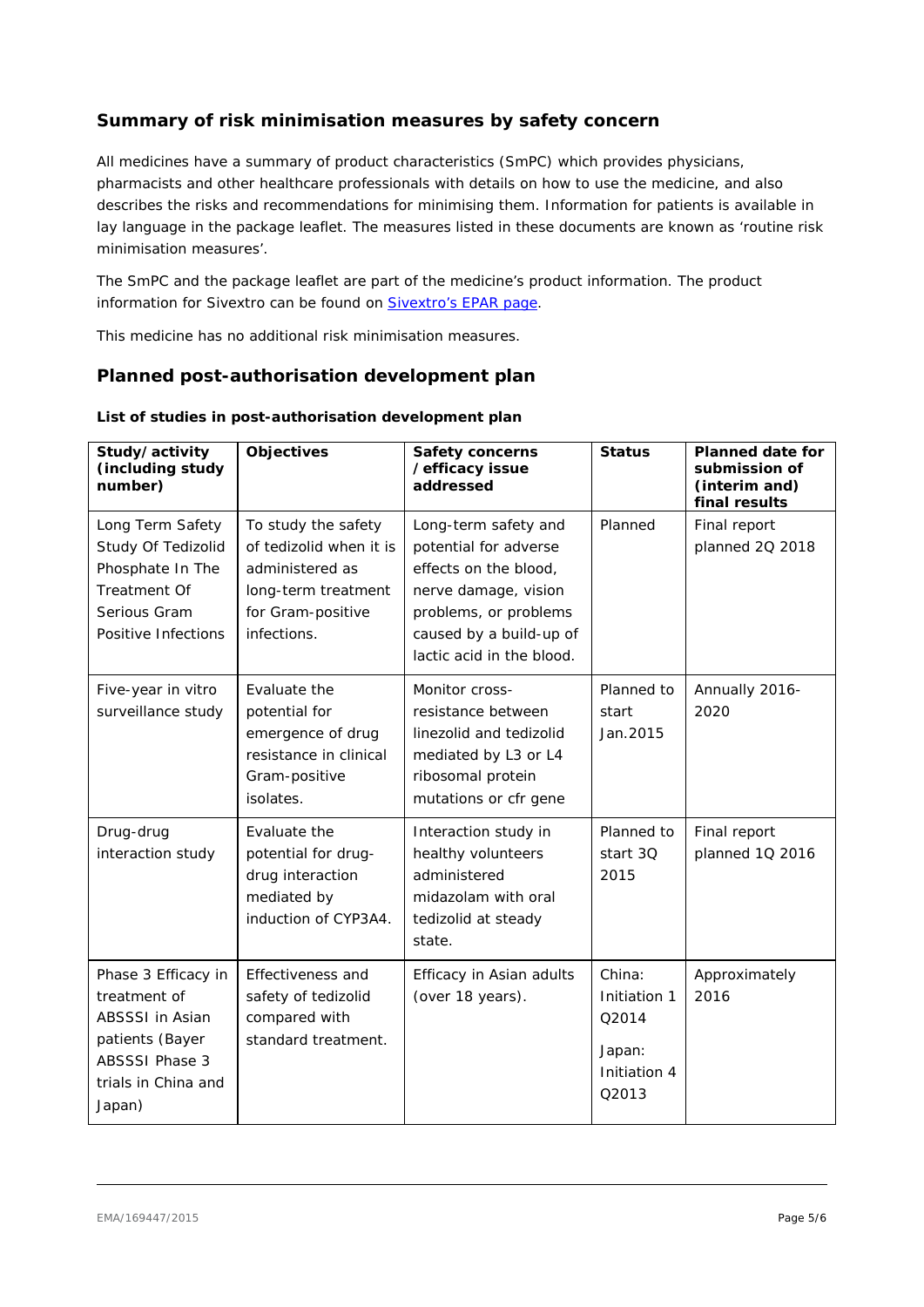## Summary of risk minimisation measures by safety concern

All medicines have a summary of product characteristics (SmPC) which provides physicians, pharmacists and other healthcare professionals with details on how to use the medicine, and also describes the risks and recommendations for minimising them. Information for patients is available in lay language in the package leaflet. The measures listed in these documents are known as 'routine risk minimisation measures'.

The SmPC and the package leaflet are part of the medicine's product information. The product information for Sivextro can be found on Sivextro's EPAR page.

This medicine has no additional risk minimisation measures.

## Planned post-authorisation development plan

**List of studies in post-authorisation development plan**

| Study/activity (including study number) | Objectives | Safety concerns /efficacy issue addressed | Status | Planned date for submission of (interim and) final results |
|---|---|---|---|---|
| Long Term Safety Study Of Tedizolid Phosphate In The Treatment Of Serious Gram Positive Infections | To study the safety of tedizolid when it is administered as long-term treatment for Gram-positive infections. | Long-term safety and potential for adverse effects on the blood, nerve damage, vision problems, or problems caused by a build-up of lactic acid in the blood. | Planned | Final report planned 2Q 2018 |
| Five-year in vitro surveillance study | Evaluate the potential for emergence of drug resistance in clinical Gram-positive isolates. | Monitor cross-resistance between linezolid and tedizolid mediated by L3 or L4 ribosomal protein mutations or cfr gene | Planned to start Jan.2015 | Annually 2016-2020 |
| Drug-drug interaction study | Evaluate the potential for drug-drug interaction mediated by induction of CYP3A4. | Interaction study in healthy volunteers administered midazolam with oral tedizolid at steady state. | Planned to start 3Q 2015 | Final report planned 1Q 2016 |
| Phase 3 Efficacy in treatment of ABSSSI in Asian patients (Bayer ABSSSI Phase 3 trials in China and Japan) | Effectiveness and safety of tedizolid compared with standard treatment. | Efficacy in Asian adults (over 18 years). | China: Initiation 1 Q2014<br><br>Japan: Initiation 4 Q2013 | Approximately 2016 |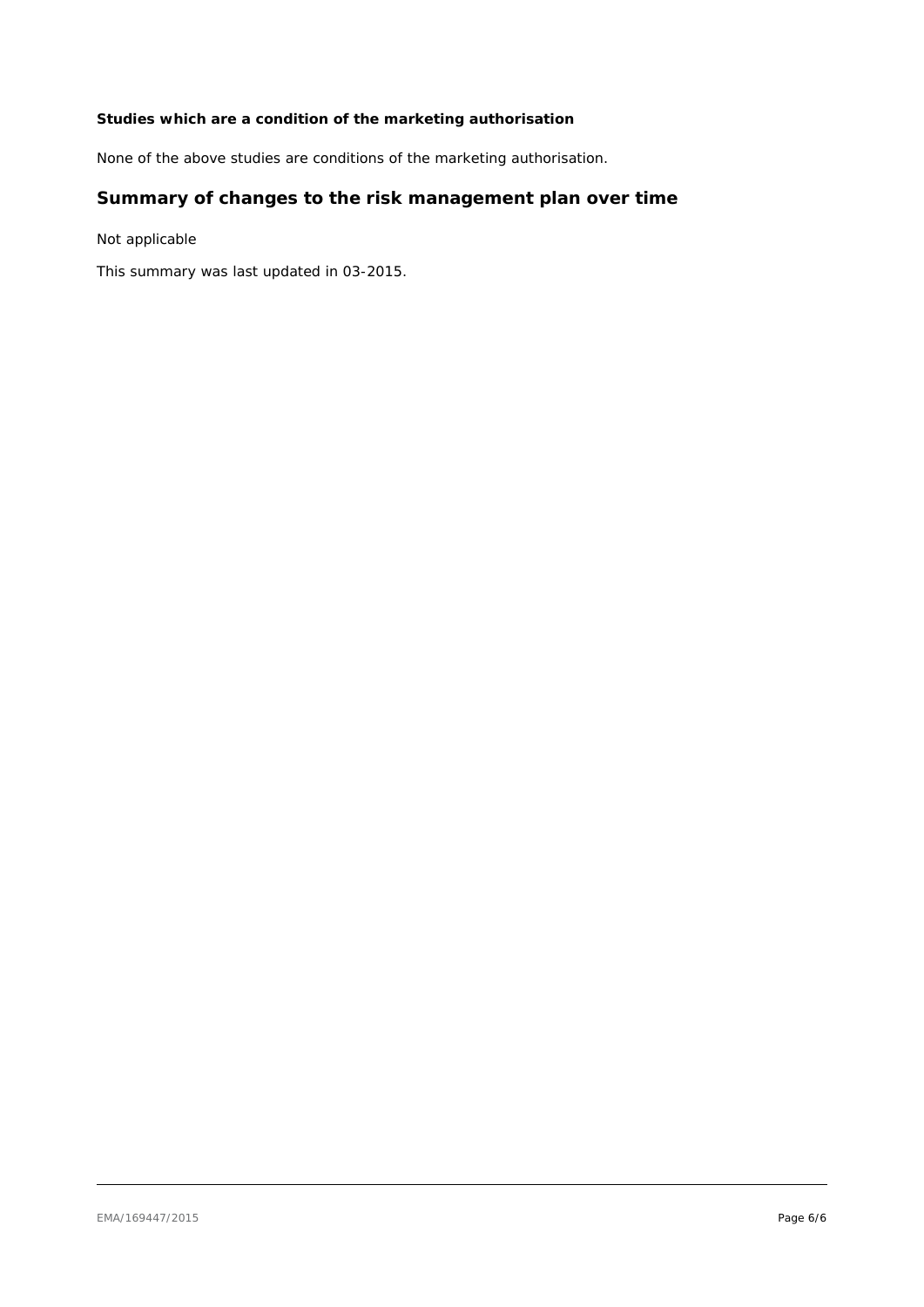**Studies which are a condition of the marketing authorisation**

None of the above studies are conditions of the marketing authorisation.

## Summary of changes to the risk management plan over time

Not applicable

This summary was last updated in 03-2015.